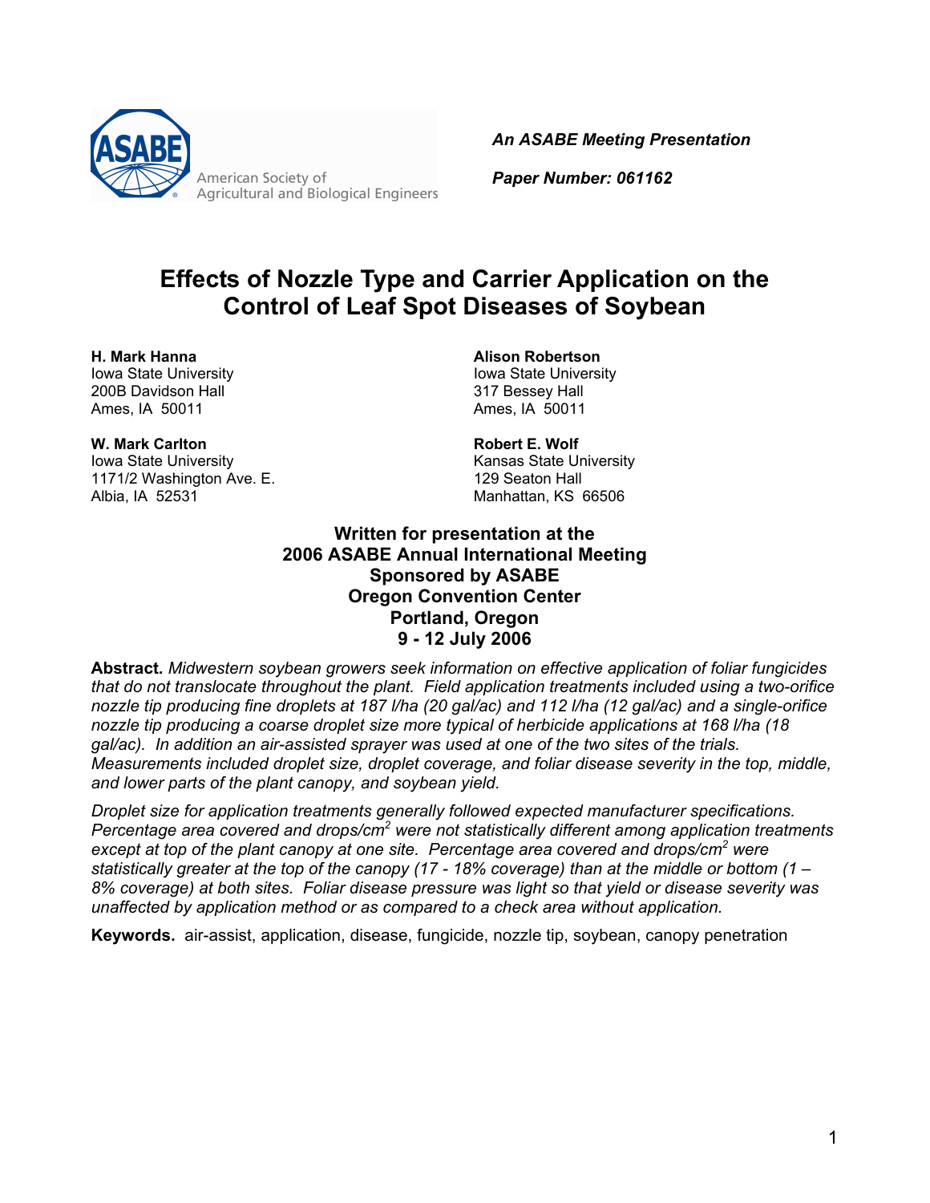American Society of Agricultural and Biological Engineers

*An ASABE Meeting Presentation*

*Paper Number: 061162*

# Effects of Nozzle Type and Carrier Application on the Control of Leaf Spot Diseases of Soybean

**H. Mark Hanna**
Iowa State University
200B Davidson Hall
Ames, IA 50011

**Alison Robertson**
Iowa State University
317 Bessey Hall
Ames, IA 50011

**W. Mark Carlton**
Iowa State University
1171/2 Washington Ave. E.
Albia, IA 52531

**Robert E. Wolf**
Kansas State University
129 Seaton Hall
Manhattan, KS 66506

**Written for presentation at the**
**2006 ASABE Annual International Meeting**
**Sponsored by ASABE**
**Oregon Convention Center**
**Portland, Oregon**
**9 - 12 July 2006**

**Abstract.** *Midwestern soybean growers seek information on effective application of foliar fungicides that do not translocate throughout the plant. Field application treatments included using a two-orifice nozzle tip producing fine droplets at 187 l/ha (20 gal/ac) and 112 l/ha (12 gal/ac) and a single-orifice nozzle tip producing a coarse droplet size more typical of herbicide applications at 168 l/ha (18 gal/ac). In addition an air-assisted sprayer was used at one of the two sites of the trials. Measurements included droplet size, droplet coverage, and foliar disease severity in the top, middle, and lower parts of the plant canopy, and soybean yield.*

*Droplet size for application treatments generally followed expected manufacturer specifications. Percentage area covered and drops/cm$^2$ were not statistically different among application treatments except at top of the plant canopy at one site. Percentage area covered and drops/cm$^2$ were statistically greater at the top of the canopy (17 - 18% coverage) than at the middle or bottom (1 – 8% coverage) at both sites. Foliar disease pressure was light so that yield or disease severity was unaffected by application method or as compared to a check area without application.*

**Keywords.** air-assist, application, disease, fungicide, nozzle tip, soybean, canopy penetration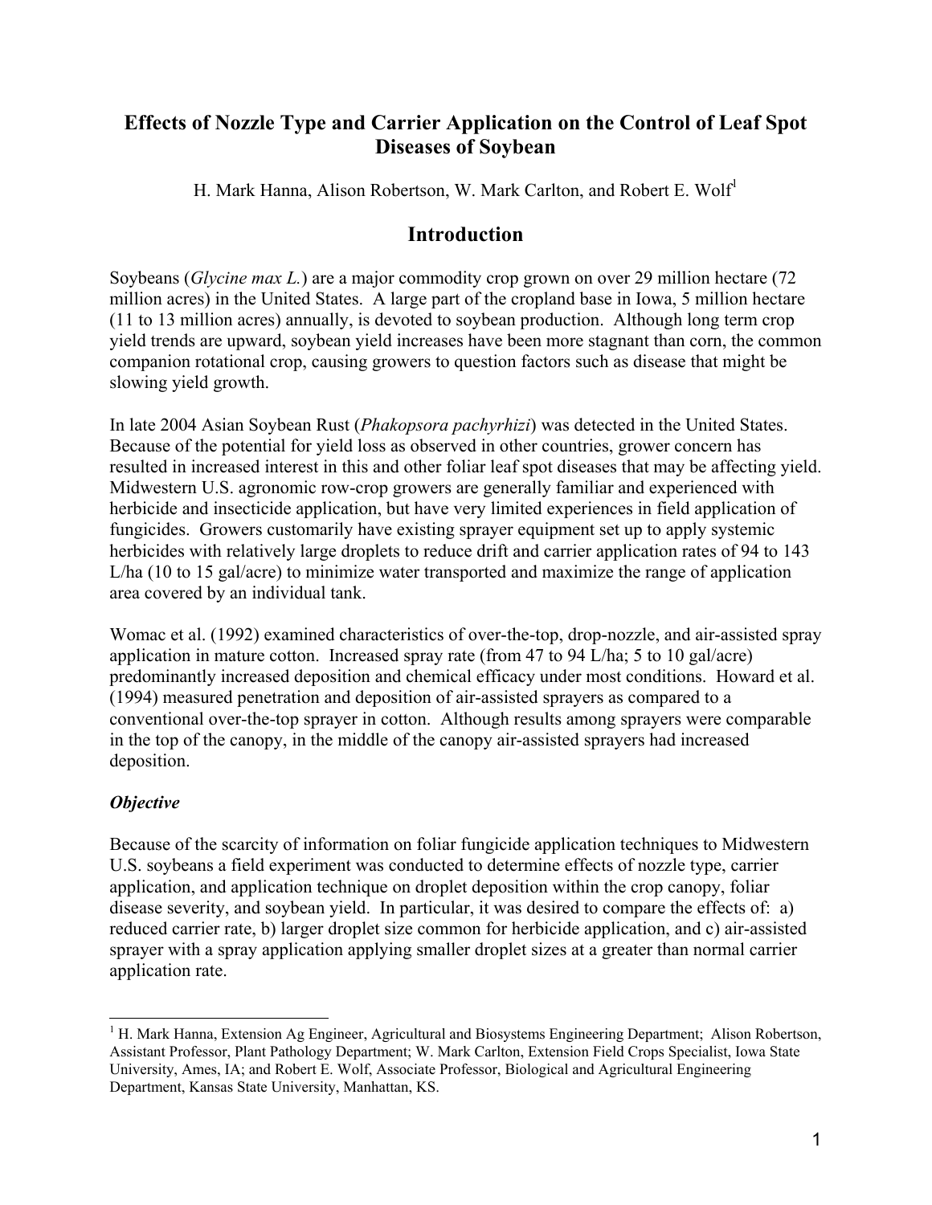# Effects of Nozzle Type and Carrier Application on the Control of Leaf Spot Diseases of Soybean

H. Mark Hanna, Alison Robertson, W. Mark Carlton, and Robert E. Wolf[1]

## Introduction

Soybeans (*Glycine max L.*) are a major commodity crop grown on over 29 million hectare (72 million acres) in the United States. A large part of the cropland base in Iowa, 5 million hectare (11 to 13 million acres) annually, is devoted to soybean production. Although long term crop yield trends are upward, soybean yield increases have been more stagnant than corn, the common companion rotational crop, causing growers to question factors such as disease that might be slowing yield growth.

In late 2004 Asian Soybean Rust (*Phakopsora pachyrhizi*) was detected in the United States. Because of the potential for yield loss as observed in other countries, grower concern has resulted in increased interest in this and other foliar leaf spot diseases that may be affecting yield. Midwestern U.S. agronomic row-crop growers are generally familiar and experienced with herbicide and insecticide application, but have very limited experiences in field application of fungicides. Growers customarily have existing sprayer equipment set up to apply systemic herbicides with relatively large droplets to reduce drift and carrier application rates of 94 to 143 L/ha (10 to 15 gal/acre) to minimize water transported and maximize the range of application area covered by an individual tank.

Womac et al. (1992) examined characteristics of over-the-top, drop-nozzle, and air-assisted spray application in mature cotton. Increased spray rate (from 47 to 94 L/ha; 5 to 10 gal/acre) predominantly increased deposition and chemical efficacy under most conditions. Howard et al. (1994) measured penetration and deposition of air-assisted sprayers as compared to a conventional over-the-top sprayer in cotton. Although results among sprayers were comparable in the top of the canopy, in the middle of the canopy air-assisted sprayers had increased deposition.

### *Objective*

Because of the scarcity of information on foliar fungicide application techniques to Midwestern U.S. soybeans a field experiment was conducted to determine effects of nozzle type, carrier application, and application technique on droplet deposition within the crop canopy, foliar disease severity, and soybean yield. In particular, it was desired to compare the effects of: a) reduced carrier rate, b) larger droplet size common for herbicide application, and c) air-assisted sprayer with a spray application applying smaller droplet sizes at a greater than normal carrier application rate.

---

[1] H. Mark Hanna, Extension Ag Engineer, Agricultural and Biosystems Engineering Department; Alison Robertson, Assistant Professor, Plant Pathology Department; W. Mark Carlton, Extension Field Crops Specialist, Iowa State University, Ames, IA; and Robert E. Wolf, Associate Professor, Biological and Agricultural Engineering Department, Kansas State University, Manhattan, KS.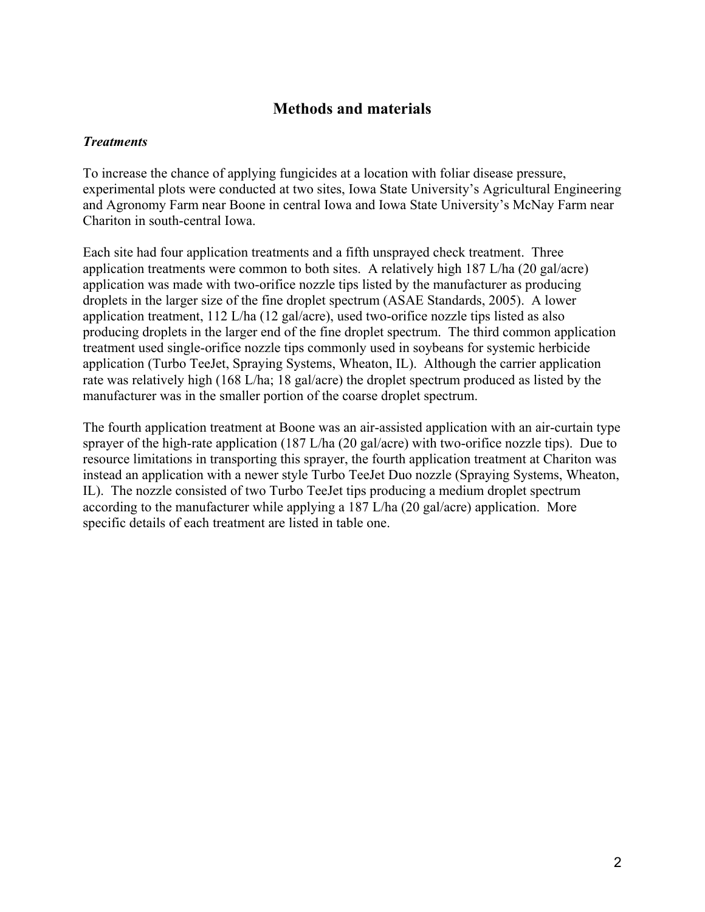## Methods and materials

### *Treatments*

To increase the chance of applying fungicides at a location with foliar disease pressure, experimental plots were conducted at two sites, Iowa State University's Agricultural Engineering and Agronomy Farm near Boone in central Iowa and Iowa State University's McNay Farm near Chariton in south-central Iowa.

Each site had four application treatments and a fifth unsprayed check treatment. Three application treatments were common to both sites. A relatively high 187 L/ha (20 gal/acre) application was made with two-orifice nozzle tips listed by the manufacturer as producing droplets in the larger size of the fine droplet spectrum (ASAE Standards, 2005). A lower application treatment, 112 L/ha (12 gal/acre), used two-orifice nozzle tips listed as also producing droplets in the larger end of the fine droplet spectrum. The third common application treatment used single-orifice nozzle tips commonly used in soybeans for systemic herbicide application (Turbo TeeJet, Spraying Systems, Wheaton, IL). Although the carrier application rate was relatively high (168 L/ha; 18 gal/acre) the droplet spectrum produced as listed by the manufacturer was in the smaller portion of the coarse droplet spectrum.

The fourth application treatment at Boone was an air-assisted application with an air-curtain type sprayer of the high-rate application (187 L/ha (20 gal/acre) with two-orifice nozzle tips). Due to resource limitations in transporting this sprayer, the fourth application treatment at Chariton was instead an application with a newer style Turbo TeeJet Duo nozzle (Spraying Systems, Wheaton, IL). The nozzle consisted of two Turbo TeeJet tips producing a medium droplet spectrum according to the manufacturer while applying a 187 L/ha (20 gal/acre) application. More specific details of each treatment are listed in table one.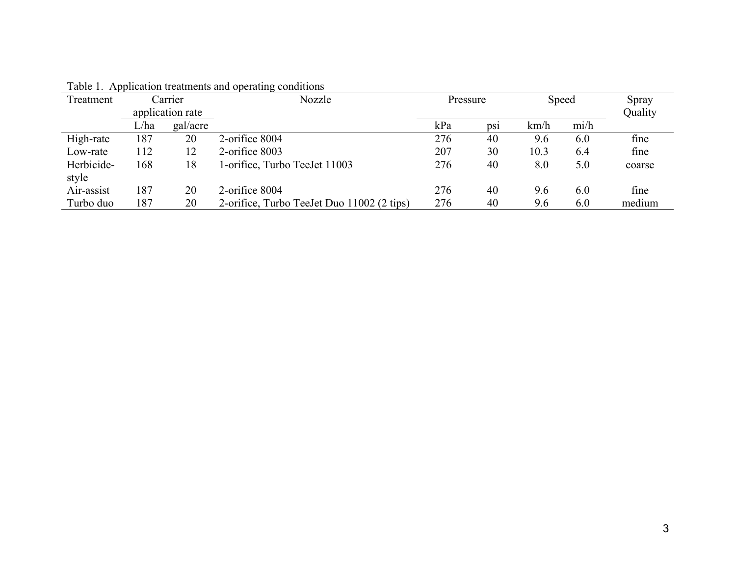Table 1. Application treatments and operating conditions

| Treatment | Carrier application rate | | Nozzle | Pressure | | Speed | | Spray Quality |
|---|---|---|---|---|---|---|---|---|
| | L/ha | gal/acre | | kPa | psi | km/h | mi/h | |
| High-rate | 187 | 20 | 2-orifice 8004 | 276 | 40 | 9.6 | 6.0 | fine |
| Low-rate | 112 | 12 | 2-orifice 8003 | 207 | 30 | 10.3 | 6.4 | fine |
| Herbicide-style | 168 | 18 | 1-orifice, Turbo TeeJet 11003 | 276 | 40 | 8.0 | 5.0 | coarse |
| Air-assist | 187 | 20 | 2-orifice 8004 | 276 | 40 | 9.6 | 6.0 | fine |
| Turbo duo | 187 | 20 | 2-orifice, Turbo TeeJet Duo 11002 (2 tips) | 276 | 40 | 9.6 | 6.0 | medium |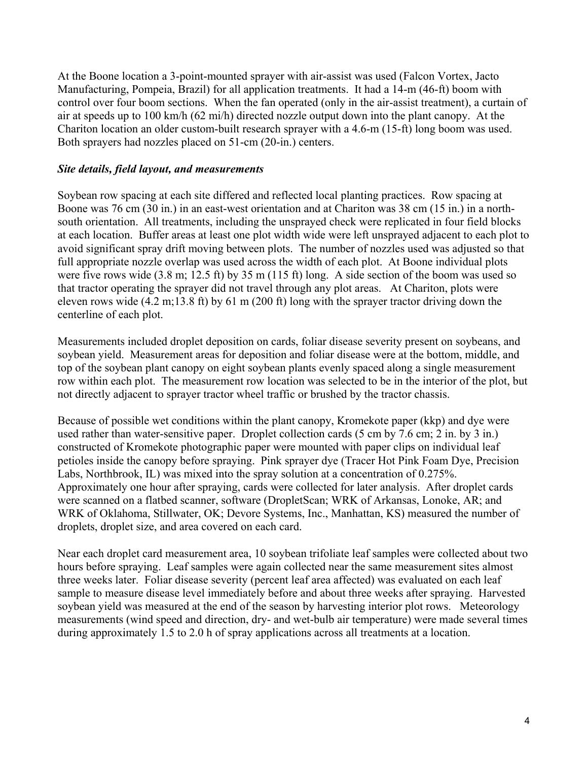At the Boone location a 3-point-mounted sprayer with air-assist was used (Falcon Vortex, Jacto Manufacturing, Pompeia, Brazil) for all application treatments. It had a 14-m (46-ft) boom with control over four boom sections. When the fan operated (only in the air-assist treatment), a curtain of air at speeds up to 100 km/h (62 mi/h) directed nozzle output down into the plant canopy. At the Chariton location an older custom-built research sprayer with a 4.6-m (15-ft) long boom was used. Both sprayers had nozzles placed on 51-cm (20-in.) centers.

### *Site details, field layout, and measurements*

Soybean row spacing at each site differed and reflected local planting practices. Row spacing at Boone was 76 cm (30 in.) in an east-west orientation and at Chariton was 38 cm (15 in.) in a north-south orientation. All treatments, including the unsprayed check were replicated in four field blocks at each location. Buffer areas at least one plot width wide were left unsprayed adjacent to each plot to avoid significant spray drift moving between plots. The number of nozzles used was adjusted so that full appropriate nozzle overlap was used across the width of each plot. At Boone individual plots were five rows wide (3.8 m; 12.5 ft) by 35 m (115 ft) long. A side section of the boom was used so that tractor operating the sprayer did not travel through any plot areas. At Chariton, plots were eleven rows wide (4.2 m;13.8 ft) by 61 m (200 ft) long with the sprayer tractor driving down the centerline of each plot.

Measurements included droplet deposition on cards, foliar disease severity present on soybeans, and soybean yield. Measurement areas for deposition and foliar disease were at the bottom, middle, and top of the soybean plant canopy on eight soybean plants evenly spaced along a single measurement row within each plot. The measurement row location was selected to be in the interior of the plot, but not directly adjacent to sprayer tractor wheel traffic or brushed by the tractor chassis.

Because of possible wet conditions within the plant canopy, Kromekote paper (kkp) and dye were used rather than water-sensitive paper. Droplet collection cards (5 cm by 7.6 cm; 2 in. by 3 in.) constructed of Kromekote photographic paper were mounted with paper clips on individual leaf petioles inside the canopy before spraying. Pink sprayer dye (Tracer Hot Pink Foam Dye, Precision Labs, Northbrook, IL) was mixed into the spray solution at a concentration of 0.275%. Approximately one hour after spraying, cards were collected for later analysis. After droplet cards were scanned on a flatbed scanner, software (DropletScan; WRK of Arkansas, Lonoke, AR; and WRK of Oklahoma, Stillwater, OK; Devore Systems, Inc., Manhattan, KS) measured the number of droplets, droplet size, and area covered on each card.

Near each droplet card measurement area, 10 soybean trifoliate leaf samples were collected about two hours before spraying. Leaf samples were again collected near the same measurement sites almost three weeks later. Foliar disease severity (percent leaf area affected) was evaluated on each leaf sample to measure disease level immediately before and about three weeks after spraying. Harvested soybean yield was measured at the end of the season by harvesting interior plot rows. Meteorology measurements (wind speed and direction, dry- and wet-bulb air temperature) were made several times during approximately 1.5 to 2.0 h of spray applications across all treatments at a location.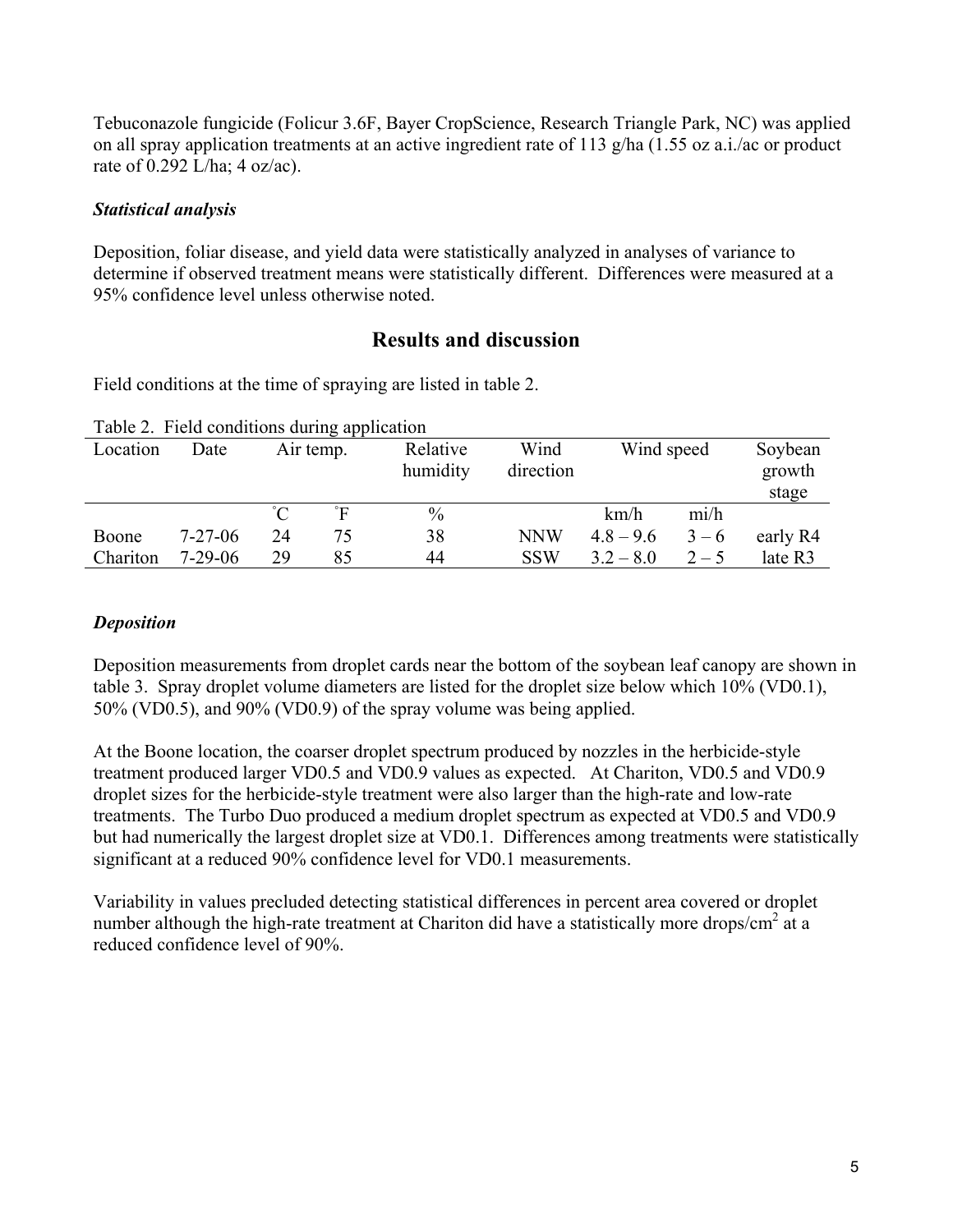Tebuconazole fungicide (Folicur 3.6F, Bayer CropScience, Research Triangle Park, NC) was applied on all spray application treatments at an active ingredient rate of 113 g/ha (1.55 oz a.i./ac or product rate of 0.292 L/ha; 4 oz/ac).

### *Statistical analysis*

Deposition, foliar disease, and yield data were statistically analyzed in analyses of variance to determine if observed treatment means were statistically different. Differences were measured at a 95% confidence level unless otherwise noted.

## Results and discussion

Field conditions at the time of spraying are listed in table 2.

Table 2. Field conditions during application

| Location | Date | Air temp. | | Relative humidity | Wind direction | Wind speed | | Soybean growth stage |
|---|---|---|---|---|---|---|---|---|
| | | ˚C | ˚F | % | | km/h | mi/h | |
| Boone | 7-27-06 | 24 | 75 | 38 | NNW | 4.8 – 9.6 | 3 – 6 | early R4 |
| Chariton | 7-29-06 | 29 | 85 | 44 | SSW | 3.2 – 8.0 | 2 – 5 | late R3 |

### *Deposition*

Deposition measurements from droplet cards near the bottom of the soybean leaf canopy are shown in table 3. Spray droplet volume diameters are listed for the droplet size below which 10% (VD0.1), 50% (VD0.5), and 90% (VD0.9) of the spray volume was being applied.

At the Boone location, the coarser droplet spectrum produced by nozzles in the herbicide-style treatment produced larger VD0.5 and VD0.9 values as expected. At Chariton, VD0.5 and VD0.9 droplet sizes for the herbicide-style treatment were also larger than the high-rate and low-rate treatments. The Turbo Duo produced a medium droplet spectrum as expected at VD0.5 and VD0.9 but had numerically the largest droplet size at VD0.1. Differences among treatments were statistically significant at a reduced 90% confidence level for VD0.1 measurements.

Variability in values precluded detecting statistical differences in percent area covered or droplet number although the high-rate treatment at Chariton did have a statistically more drops/cm$^2$ at a reduced confidence level of 90%.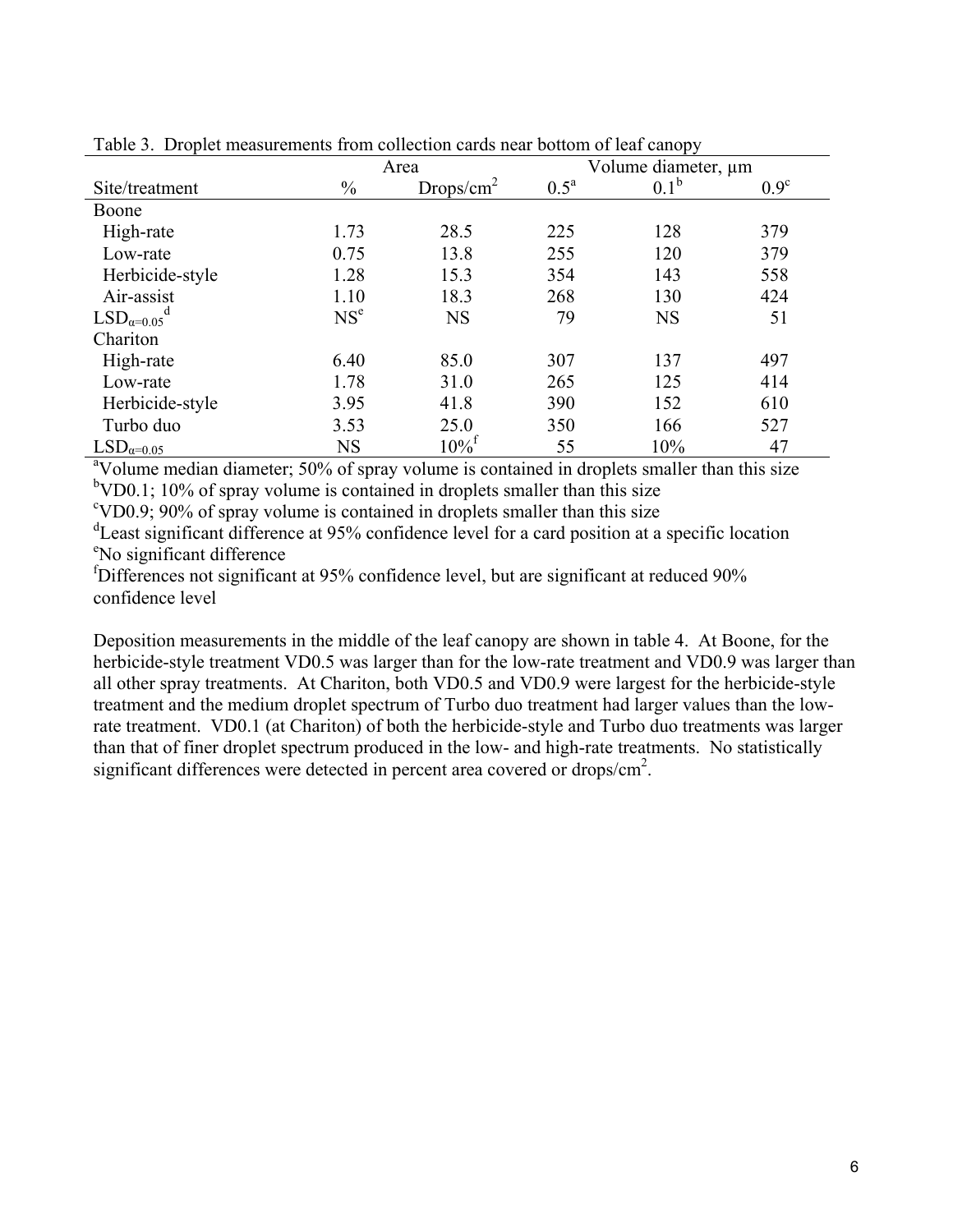Table 3. Droplet measurements from collection cards near bottom of leaf canopy

| Site/treatment | Area | | Volume diameter, µm | | |
|---|---|---|---|---|---|
| | % | Drops/cm$^2$ | 0.5[a] | 0.1[b] | 0.9[c] |
| Boone | | | | | |
| High-rate | 1.73 | 28.5 | 225 | 128 | 379 |
| Low-rate | 0.75 | 13.8 | 255 | 120 | 379 |
| Herbicide-style | 1.28 | 15.3 | 354 | 143 | 558 |
| Air-assist | 1.10 | 18.3 | 268 | 130 | 424 |
| $LSD_{\alpha=0.05}$[d] | NS[e] | NS | 79 | NS | 51 |
| Chariton | | | | | |
| High-rate | 6.40 | 85.0 | 307 | 137 | 497 |
| Low-rate | 1.78 | 31.0 | 265 | 125 | 414 |
| Herbicide-style | 3.95 | 41.8 | 390 | 152 | 610 |
| Turbo duo | 3.53 | 25.0 | 350 | 166 | 527 |
| $LSD_{\alpha=0.05}$ | NS | 10%[f] | 55 | 10% | 47 |

[a]Volume median diameter; 50% of spray volume is contained in droplets smaller than this size
[b]VD0.1; 10% of spray volume is contained in droplets smaller than this size
[c]VD0.9; 90% of spray volume is contained in droplets smaller than this size
[d]Least significant difference at 95% confidence level for a card position at a specific location
[e]No significant difference
[f]Differences not significant at 95% confidence level, but are significant at reduced 90% confidence level

Deposition measurements in the middle of the leaf canopy are shown in table 4. At Boone, for the herbicide-style treatment VD0.5 was larger than for the low-rate treatment and VD0.9 was larger than all other spray treatments. At Chariton, both VD0.5 and VD0.9 were largest for the herbicide-style treatment and the medium droplet spectrum of Turbo duo treatment had larger values than the low-rate treatment. VD0.1 (at Chariton) of both the herbicide-style and Turbo duo treatments was larger than that of finer droplet spectrum produced in the low- and high-rate treatments. No statistically significant differences were detected in percent area covered or drops/cm$^2$.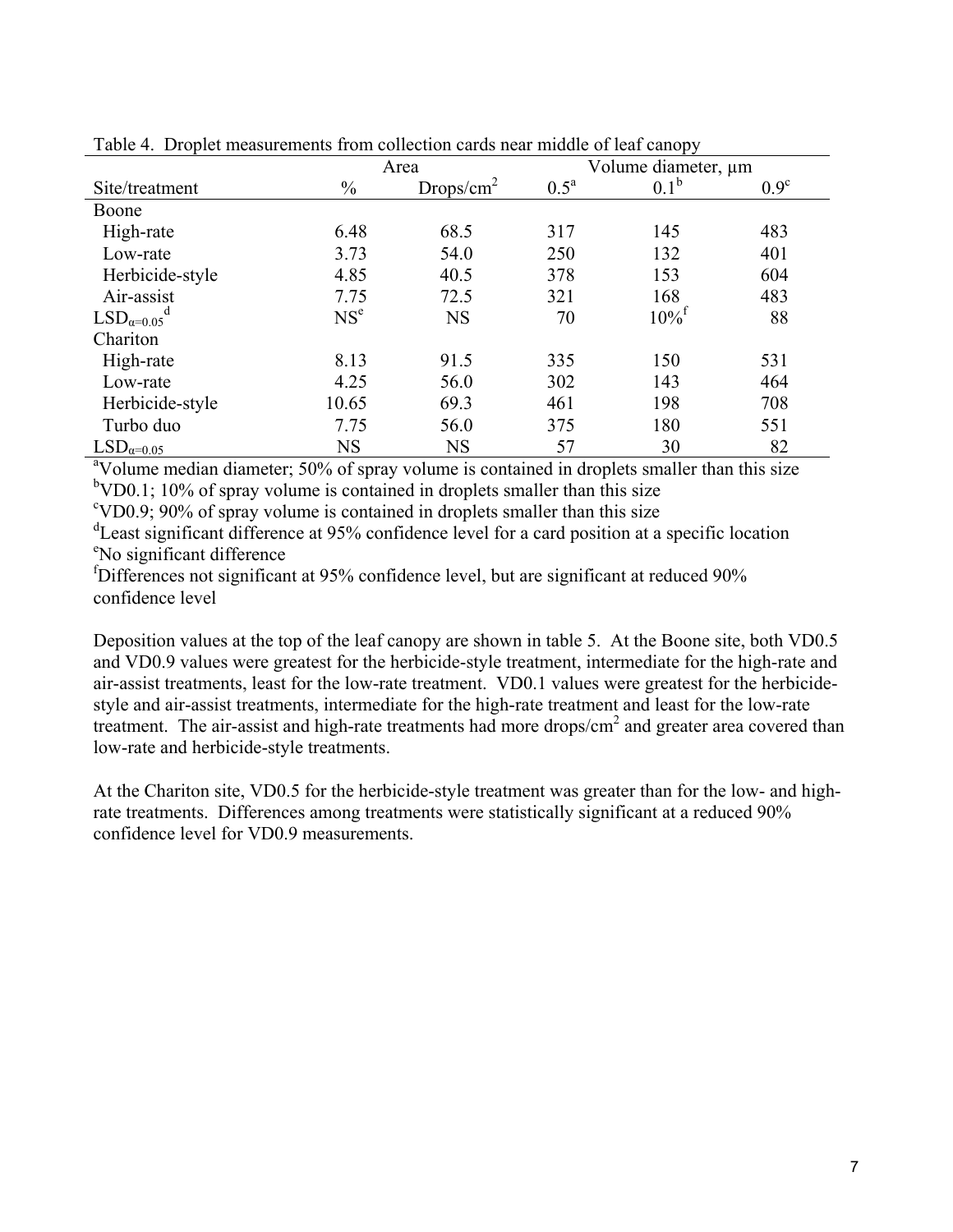Table 4. Droplet measurements from collection cards near middle of leaf canopy

| | Area | | Volume diameter, µm | | |
|---|---|---|---|---|---|
| Site/treatment | % | Drops/cm$^2$ | 0.5[a] | 0.1[b] | 0.9[c] |
| Boone | | | | | |
| High-rate | 6.48 | 68.5 | 317 | 145 | 483 |
| Low-rate | 3.73 | 54.0 | 250 | 132 | 401 |
| Herbicide-style | 4.85 | 40.5 | 378 | 153 | 604 |
| Air-assist | 7.75 | 72.5 | 321 | 168 | 483 |
| $LSD_{\alpha=0.05}$[d] | NS[e] | NS | 70 | 10%[f] | 88 |
| Chariton | | | | | |
| High-rate | 8.13 | 91.5 | 335 | 150 | 531 |
| Low-rate | 4.25 | 56.0 | 302 | 143 | 464 |
| Herbicide-style | 10.65 | 69.3 | 461 | 198 | 708 |
| Turbo duo | 7.75 | 56.0 | 375 | 180 | 551 |
| $LSD_{\alpha=0.05}$ | NS | NS | 57 | 30 | 82 |

[a]Volume median diameter; 50% of spray volume is contained in droplets smaller than this size
[b]VD0.1; 10% of spray volume is contained in droplets smaller than this size
[c]VD0.9; 90% of spray volume is contained in droplets smaller than this size
[d]Least significant difference at 95% confidence level for a card position at a specific location
[e]No significant difference
[f]Differences not significant at 95% confidence level, but are significant at reduced 90% confidence level

Deposition values at the top of the leaf canopy are shown in table 5. At the Boone site, both VD0.5 and VD0.9 values were greatest for the herbicide-style treatment, intermediate for the high-rate and air-assist treatments, least for the low-rate treatment. VD0.1 values were greatest for the herbicide-style and air-assist treatments, intermediate for the high-rate treatment and least for the low-rate treatment. The air-assist and high-rate treatments had more drops/cm$^2$ and greater area covered than low-rate and herbicide-style treatments.

At the Chariton site, VD0.5 for the herbicide-style treatment was greater than for the low- and high-rate treatments. Differences among treatments were statistically significant at a reduced 90% confidence level for VD0.9 measurements.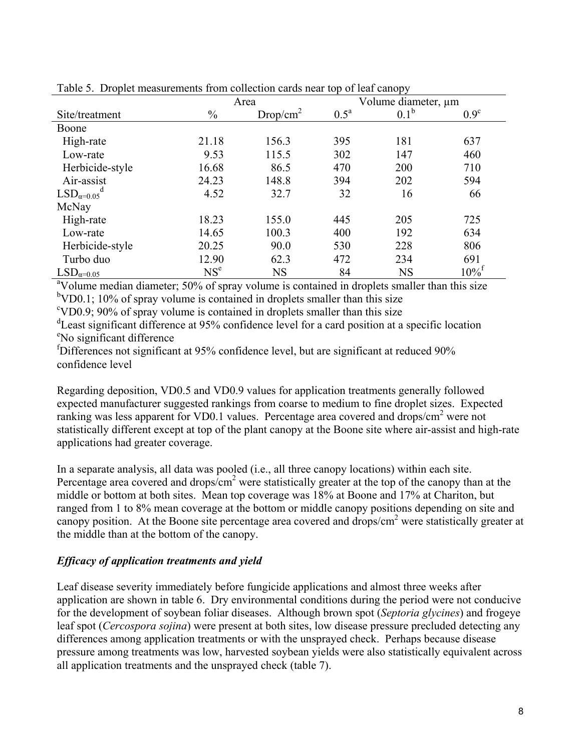Table 5. Droplet measurements from collection cards near top of leaf canopy

| Site/treatment | Area | | Volume diameter, µm | | |
|---|---|---|---|---|---|
| | % | Drop/cm$^2$ | 0.5[a] | 0.1[b] | 0.9[c] |
| Boone | | | | | |
| High-rate | 21.18 | 156.3 | 395 | 181 | 637 |
| Low-rate | 9.53 | 115.5 | 302 | 147 | 460 |
| Herbicide-style | 16.68 | 86.5 | 470 | 200 | 710 |
| Air-assist | 24.23 | 148.8 | 394 | 202 | 594 |
| $LSD_{\alpha=0.05}$[d] | 4.52 | 32.7 | 32 | 16 | 66 |
| McNay | | | | | |
| High-rate | 18.23 | 155.0 | 445 | 205 | 725 |
| Low-rate | 14.65 | 100.3 | 400 | 192 | 634 |
| Herbicide-style | 20.25 | 90.0 | 530 | 228 | 806 |
| Turbo duo | 12.90 | 62.3 | 472 | 234 | 691 |
| $LSD_{\alpha=0.05}$ | NS[e] | NS | 84 | NS | 10%[f] |

[a]Volume median diameter; 50% of spray volume is contained in droplets smaller than this size
[b]VD0.1; 10% of spray volume is contained in droplets smaller than this size
[c]VD0.9; 90% of spray volume is contained in droplets smaller than this size
[d]Least significant difference at 95% confidence level for a card position at a specific location
[e]No significant difference
[f]Differences not significant at 95% confidence level, but are significant at reduced 90% confidence level

Regarding deposition, VD0.5 and VD0.9 values for application treatments generally followed expected manufacturer suggested rankings from coarse to medium to fine droplet sizes. Expected ranking was less apparent for VD0.1 values. Percentage area covered and drops/cm$^2$ were not statistically different except at top of the plant canopy at the Boone site where air-assist and high-rate applications had greater coverage.

In a separate analysis, all data was pooled (i.e., all three canopy locations) within each site. Percentage area covered and drops/cm$^2$ were statistically greater at the top of the canopy than at the middle or bottom at both sites. Mean top coverage was 18% at Boone and 17% at Chariton, but ranged from 1 to 8% mean coverage at the bottom or middle canopy positions depending on site and canopy position. At the Boone site percentage area covered and drops/cm$^2$ were statistically greater at the middle than at the bottom of the canopy.

### *Efficacy of application treatments and yield*

Leaf disease severity immediately before fungicide applications and almost three weeks after application are shown in table 6. Dry environmental conditions during the period were not conducive for the development of soybean foliar diseases. Although brown spot (*Septoria glycines*) and frogeye leaf spot (*Cercospora sojina*) were present at both sites, low disease pressure precluded detecting any differences among application treatments or with the unsprayed check. Perhaps because disease pressure among treatments was low, harvested soybean yields were also statistically equivalent across all application treatments and the unsprayed check (table 7).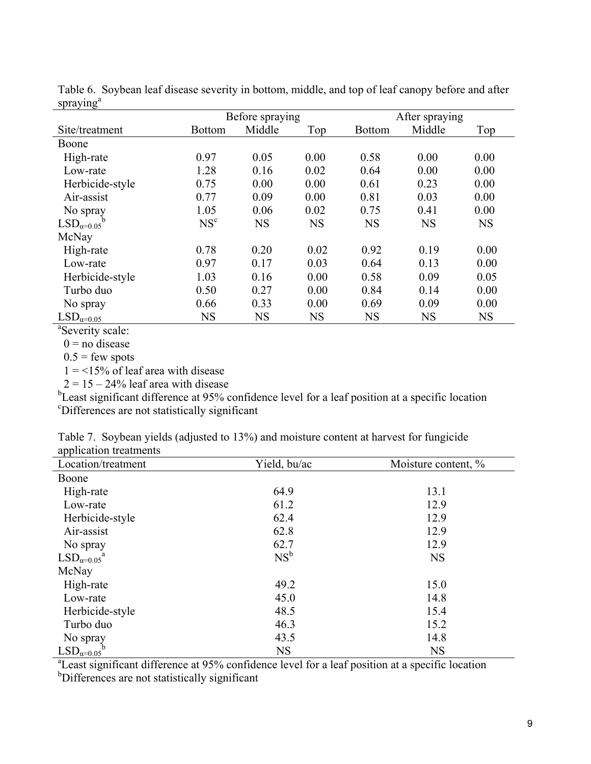Table 6. Soybean leaf disease severity in bottom, middle, and top of leaf canopy before and after spraying[a]

| | Before spraying | | | After spraying | | |
|---|---|---|---|---|---|---|
| Site/treatment | Bottom | Middle | Top | Bottom | Middle | Top |
| Boone | | | | | | |
| High-rate | 0.97 | 0.05 | 0.00 | 0.58 | 0.00 | 0.00 |
| Low-rate | 1.28 | 0.16 | 0.02 | 0.64 | 0.00 | 0.00 |
| Herbicide-style | 0.75 | 0.00 | 0.00 | 0.61 | 0.23 | 0.00 |
| Air-assist | 0.77 | 0.09 | 0.00 | 0.81 | 0.03 | 0.00 |
| No spray | 1.05 | 0.06 | 0.02 | 0.75 | 0.41 | 0.00 |
| $LSD_{\alpha=0.05}$[b] | NS[c] | NS | NS | NS | NS | NS |
| McNay | | | | | | |
| High-rate | 0.78 | 0.20 | 0.02 | 0.92 | 0.19 | 0.00 |
| Low-rate | 0.97 | 0.17 | 0.03 | 0.64 | 0.13 | 0.00 |
| Herbicide-style | 1.03 | 0.16 | 0.00 | 0.58 | 0.09 | 0.05 |
| Turbo duo | 0.50 | 0.27 | 0.00 | 0.84 | 0.14 | 0.00 |
| No spray | 0.66 | 0.33 | 0.00 | 0.69 | 0.09 | 0.00 |
| $LSD_{\alpha=0.05}$ | NS | NS | NS | NS | NS | NS |

[a]Severity scale:
0 = no disease
0.5 = few spots
1 = <15% of leaf area with disease
2 = 15 – 24% leaf area with disease
[b]Least significant difference at 95% confidence level for a leaf position at a specific location
[c]Differences are not statistically significant

Table 7. Soybean yields (adjusted to 13%) and moisture content at harvest for fungicide application treatments

| Location/treatment | Yield, bu/ac | Moisture content, % |
|---|---|---|
| Boone | | |
| High-rate | 64.9 | 13.1 |
| Low-rate | 61.2 | 12.9 |
| Herbicide-style | 62.4 | 12.9 |
| Air-assist | 62.8 | 12.9 |
| No spray | 62.7 | 12.9 |
| $LSD_{\alpha=0.05}$[a] | NS[b] | NS |
| McNay | | |
| High-rate | 49.2 | 15.0 |
| Low-rate | 45.0 | 14.8 |
| Herbicide-style | 48.5 | 15.4 |
| Turbo duo | 46.3 | 15.2 |
| No spray | 43.5 | 14.8 |
| $LSD_{\alpha=0.05}$[b] | NS | NS |

[a]Least significant difference at 95% confidence level for a leaf position at a specific location
[b]Differences are not statistically significant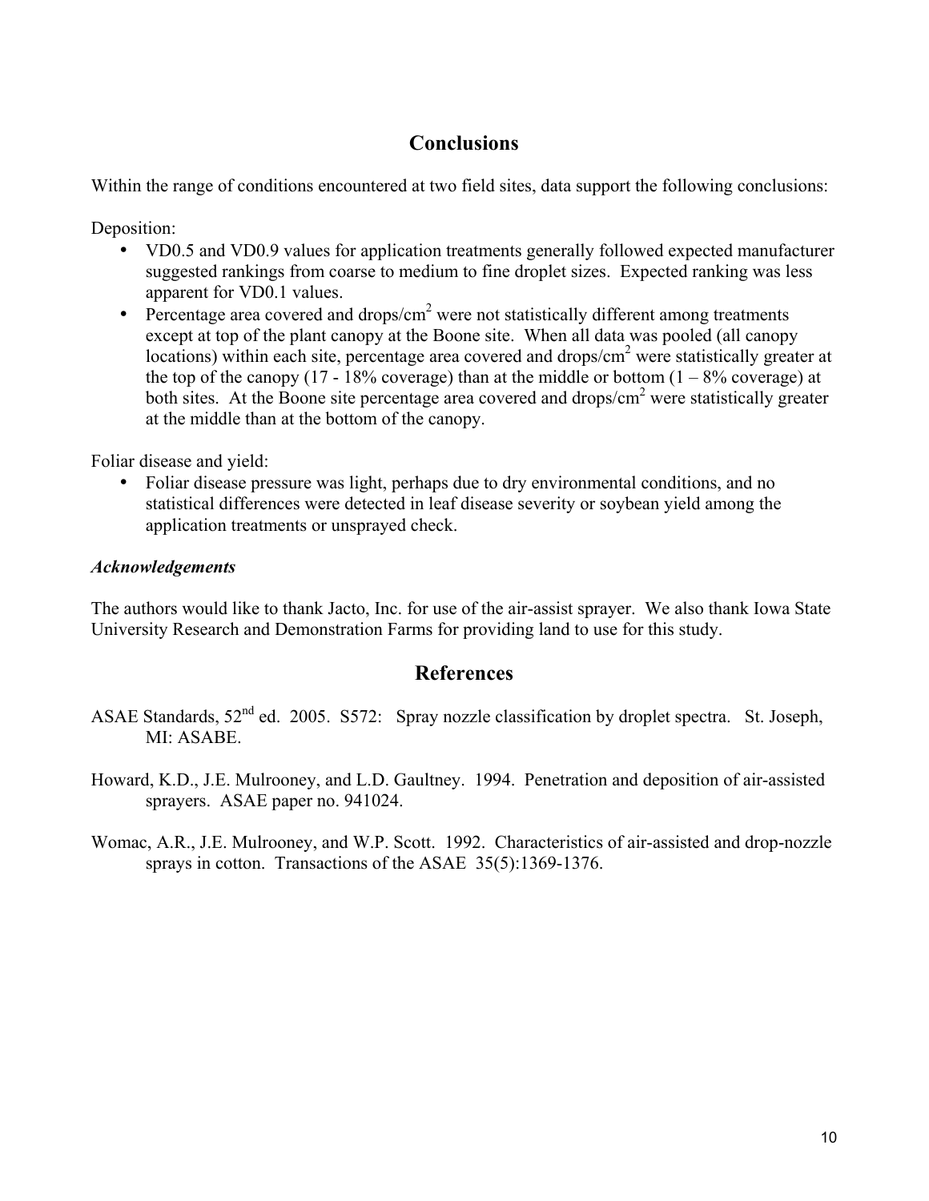## Conclusions

Within the range of conditions encountered at two field sites, data support the following conclusions:

Deposition:

- VD0.5 and VD0.9 values for application treatments generally followed expected manufacturer suggested rankings from coarse to medium to fine droplet sizes. Expected ranking was less apparent for VD0.1 values.
- Percentage area covered and drops/$cm^2$ were not statistically different among treatments except at top of the plant canopy at the Boone site. When all data was pooled (all canopy locations) within each site, percentage area covered and drops/$cm^2$ were statistically greater at the top of the canopy (17 - 18% coverage) than at the middle or bottom (1 – 8% coverage) at both sites. At the Boone site percentage area covered and drops/$cm^2$ were statistically greater at the middle than at the bottom of the canopy.

Foliar disease and yield:

- Foliar disease pressure was light, perhaps due to dry environmental conditions, and no statistical differences were detected in leaf disease severity or soybean yield among the application treatments or unsprayed check.

***Acknowledgements***

The authors would like to thank Jacto, Inc. for use of the air-assist sprayer. We also thank Iowa State University Research and Demonstration Farms for providing land to use for this study.

## References

ASAE Standards, 52nd ed. 2005. S572: Spray nozzle classification by droplet spectra. St. Joseph, MI: ASABE.

Howard, K.D., J.E. Mulrooney, and L.D. Gaultney. 1994. Penetration and deposition of air-assisted sprayers. ASAE paper no. 941024.

Womac, A.R., J.E. Mulrooney, and W.P. Scott. 1992. Characteristics of air-assisted and drop-nozzle sprays in cotton. Transactions of the ASAE 35(5):1369-1376.